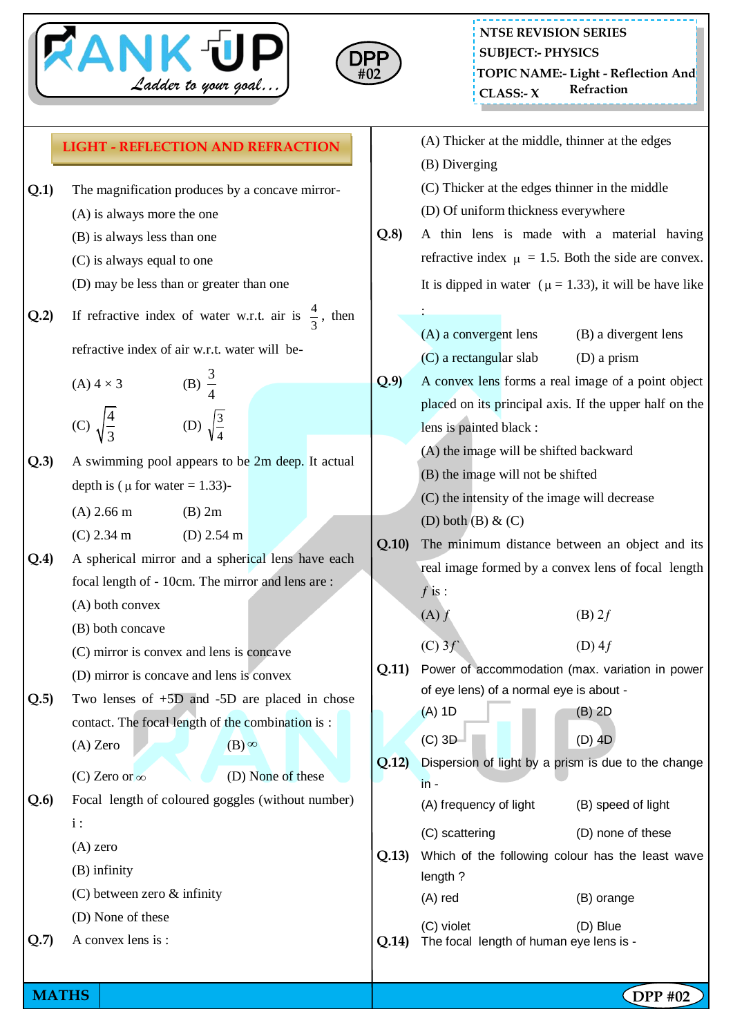NTSE REVISION SERIES
SUBJECT:- PHYSICS
TOPIC NAME:- Light - Reflection And Refraction
CLASS:- X

DPP #02

## LIGHT - REFLECTION AND REFRACTION

**Q.1)** The magnification produces by a concave mirror-
(A) is always more the one
(B) is always less than one
(C) is always equal to one
(D) may be less than or greater than one

**Q.2)** If refractive index of water w.r.t. air is $\frac{4}{3}$, then refractive index of air w.r.t. water will be-
(A) $4 \times 3$  (B) $\frac{3}{4}$
(C) $\sqrt{\frac{4}{3}}$  (D) $\sqrt{\frac{3}{4}}$

**Q.3)** A swimming pool appears to be 2m deep. It actual depth is ( $\mu$ for water = 1.33)-
(A) 2.66 m  (B) 2m
(C) 2.34 m  (D) 2.54 m

**Q.4)** A spherical mirror and a spherical lens have each focal length of - 10cm. The mirror and lens are :
(A) both convex
(B) both concave
(C) mirror is convex and lens is concave
(D) mirror is concave and lens is convex

**Q.5)** Two lenses of +5D and -5D are placed in chose contact. The focal length of the combination is :
(A) Zero  (B) $\infty$
(C) Zero or $\infty$  (D) None of these

**Q.6)** Focal length of coloured goggles (without number) i :
(A) zero
(B) infinity
(C) between zero & infinity
(D) None of these

**Q.7)** A convex lens is :
(A) Thicker at the middle, thinner at the edges
(B) Diverging
(C) Thicker at the edges thinner in the middle
(D) Of uniform thickness everywhere

**Q.8)** A thin lens is made with a material having refractive index $\mu$ = 1.5. Both the side are convex. It is dipped in water ($\mu$ = 1.33), it will be have like :
(A) a convergent lens  (B) a divergent lens
(C) a rectangular slab  (D) a prism

**Q.9)** A convex lens forms a real image of a point object placed on its principal axis. If the upper half on the lens is painted black :
(A) the image will be shifted backward
(B) the image will not be shifted
(C) the intensity of the image will decrease
(D) both (B) & (C)

**Q.10)** The minimum distance between an object and its real image formed by a convex lens of focal length $f$ is :
(A) $f$  (B) $2f$
(C) $3f$  (D) $4f$

**Q.11)** Power of accommodation (max. variation in power of eye lens) of a normal eye is about -
(A) 1D  (B) 2D
(C) 3D  (D) 4D

**Q.12)** Dispersion of light by a prism is due to the change in -
(A) frequency of light  (B) speed of light
(C) scattering  (D) none of these

**Q.13)** Which of the following colour has the least wave length ?
(A) red  (B) orange
(C) violet  (D) Blue

**Q.14)** The focal length of human eye lens is -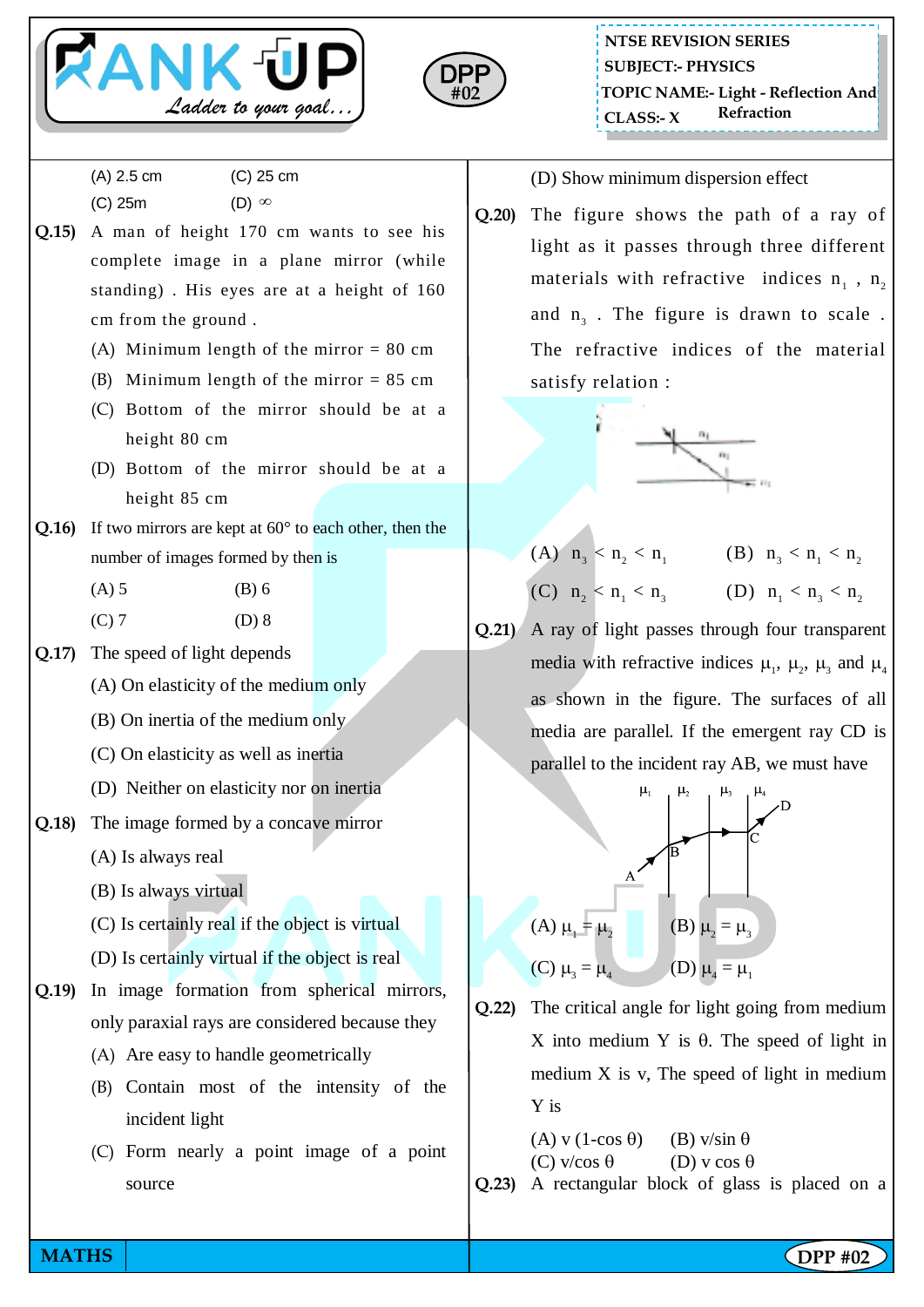(A) 2.5 cm (C) 25 cm

(C) 25m (D) $\infty$

**Q.15)** A man of height 170 cm wants to see his complete image in a plane mirror (while standing). His eyes are at a height of 160 cm from the ground.

(A) Minimum length of the mirror = 80 cm

(B) Minimum length of the mirror = 85 cm

(C) Bottom of the mirror should be at a height 80 cm

(D) Bottom of the mirror should be at a height 85 cm

**Q.16)** If two mirrors are kept at 60° to each other, then the number of images formed by then is

(A) 5 (B) 6

(C) 7 (D) 8

**Q.17)** The speed of light depends

(A) On elasticity of the medium only

(B) On inertia of the medium only

(C) On elasticity as well as inertia

(D) Neither on elasticity nor on inertia

**Q.18)** The image formed by a concave mirror

(A) Is always real

(B) Is always virtual

(C) Is certainly real if the object is virtual

(D) Is certainly virtual if the object is real

**Q.19)** In image formation from spherical mirrors, only paraxial rays are considered because they

(A) Are easy to handle geometrically

(B) Contain most of the intensity of the incident light

(C) Form nearly a point image of a point source

(D) Show minimum dispersion effect

**Q.20)** The figure shows the path of a ray of light as it passes through three different materials with refractive indices $n_1$, $n_2$ and $n_3$. The figure is drawn to scale. The refractive indices of the material satisfy relation :

(A) $n_3 < n_2 < n_1$ (B) $n_3 < n_1 < n_2$

(C) $n_2 < n_1 < n_3$ (D) $n_1 < n_3 < n_2$

**Q.21)** A ray of light passes through four transparent media with refractive indices $\mu_1$, $\mu_2$, $\mu_3$ and $\mu_4$ as shown in the figure. The surfaces of all media are parallel. If the emergent ray CD is parallel to the incident ray AB, we must have

(A) $\mu_1 = \mu_2$ (B) $\mu_2 = \mu_3$

(C) $\mu_3 = \mu_4$ (D) $\mu_4 = \mu_1$

**Q.22)** The critical angle for light going from medium X into medium Y is θ. The speed of light in medium X is v, The speed of light in medium Y is

(A) v (1-cos θ) (B) v/sin θ

(C) v/cos θ (D) v cos θ

**Q.23)** A rectangular block of glass is placed on a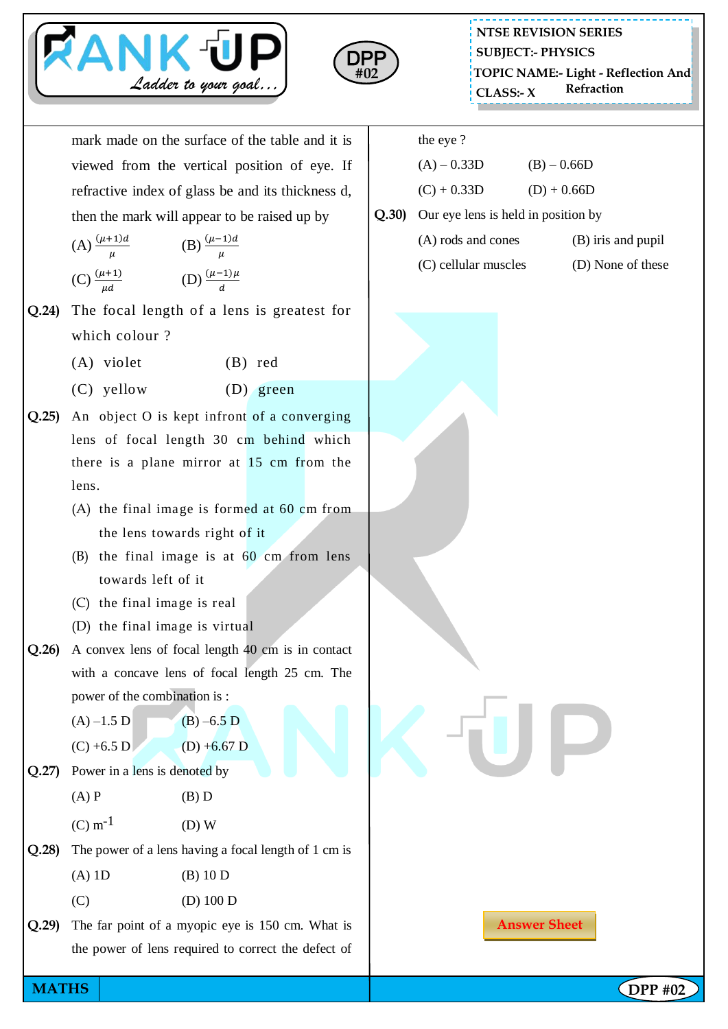mark made on the surface of the table and it is viewed from the vertical position of eye. If refractive index of glass be and its thickness d, then the mark will appear to be raised up by

(A) $\frac{(\mu+1)d}{\mu}$ (B) $\frac{(\mu-1)d}{\mu}$

(C) $\frac{(\mu+1)}{\mu d}$ (D) $\frac{(\mu-1)\mu}{d}$

**Q.24)** The focal length of a lens is greatest for which colour ?

(A) violet (B) red

(C) yellow (D) green

**Q.25)** An object O is kept infront of a converging lens of focal length 30 cm behind which there is a plane mirror at 15 cm from the lens.

(A) the final image is formed at 60 cm from the lens towards right of it

(B) the final image is at 60 cm from lens towards left of it

(C) the final image is real

(D) the final image is virtual

**Q.26)** A convex lens of focal length 40 cm is in contact with a concave lens of focal length 25 cm. The power of the combination is :

(A) –1.5 D (B) –6.5 D

(C) +6.5 D (D) +6.67 D

**Q.27)** Power in a lens is denoted by

(A) P (B) D

(C) $m^{-1}$ (D) W

**Q.28)** The power of a lens having a focal length of 1 cm is

(A) 1D (B) 10 D

(C) (D) 100 D

**Q.29)** The far point of a myopic eye is 150 cm. What is the power of lens required to correct the defect of the eye ?

(A) – 0.33D (B) – 0.66D

(C) + 0.33D (D) + 0.66D

**Q.30)** Our eye lens is held in position by

(A) rods and cones (B) iris and pupil

(C) cellular muscles (D) None of these

Answer Sheet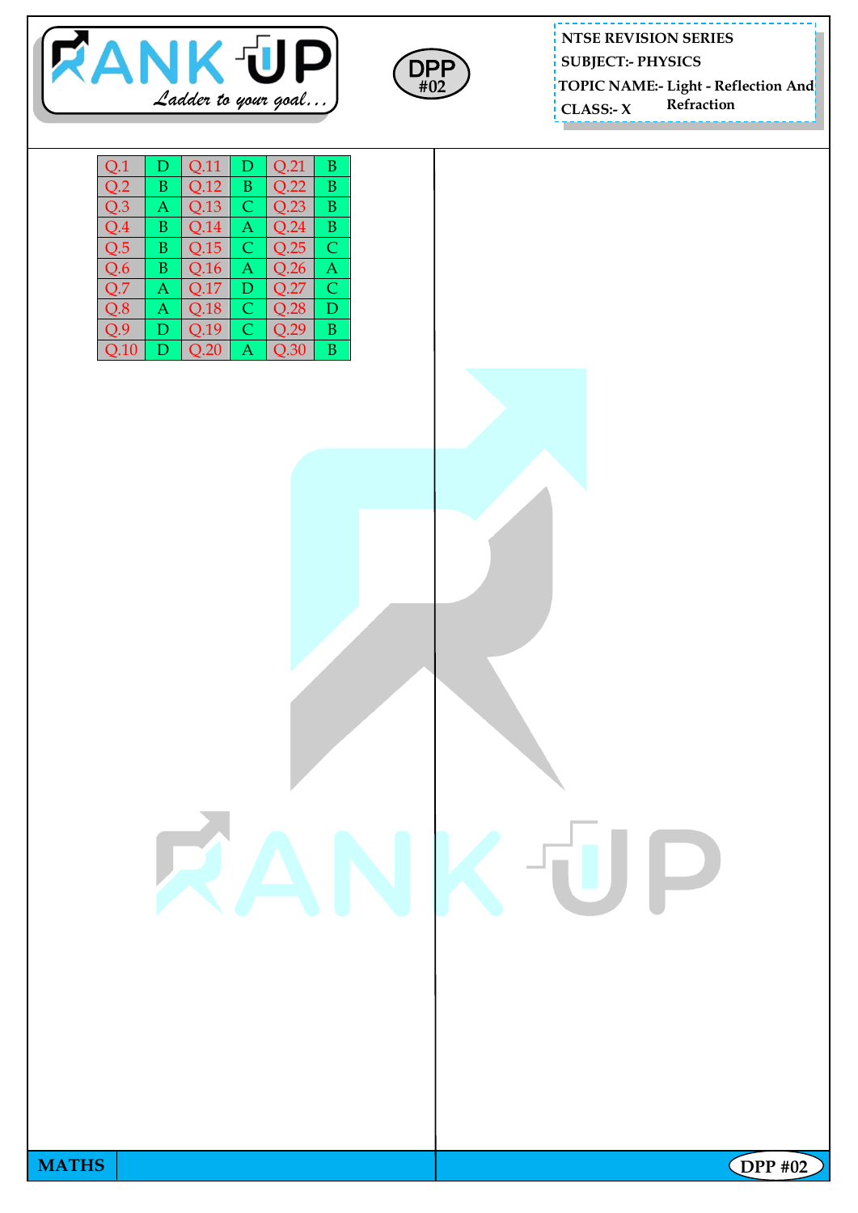| | | | | | |
|---|---|---|---|---|---|
| Q.1 | D | Q.11 | D | Q.21 | B |
| Q.2 | B | Q.12 | B | Q.22 | B |
| Q.3 | A | Q.13 | C | Q.23 | B |
| Q.4 | B | Q.14 | A | Q.24 | B |
| Q.5 | B | Q.15 | C | Q.25 | C |
| Q.6 | B | Q.16 | A | Q.26 | A |
| Q.7 | A | Q.17 | D | Q.27 | C |
| Q.8 | A | Q.18 | C | Q.28 | D |
| Q.9 | D | Q.19 | C | Q.29 | B |
| Q.10 | D | Q.20 | A | Q.30 | B |